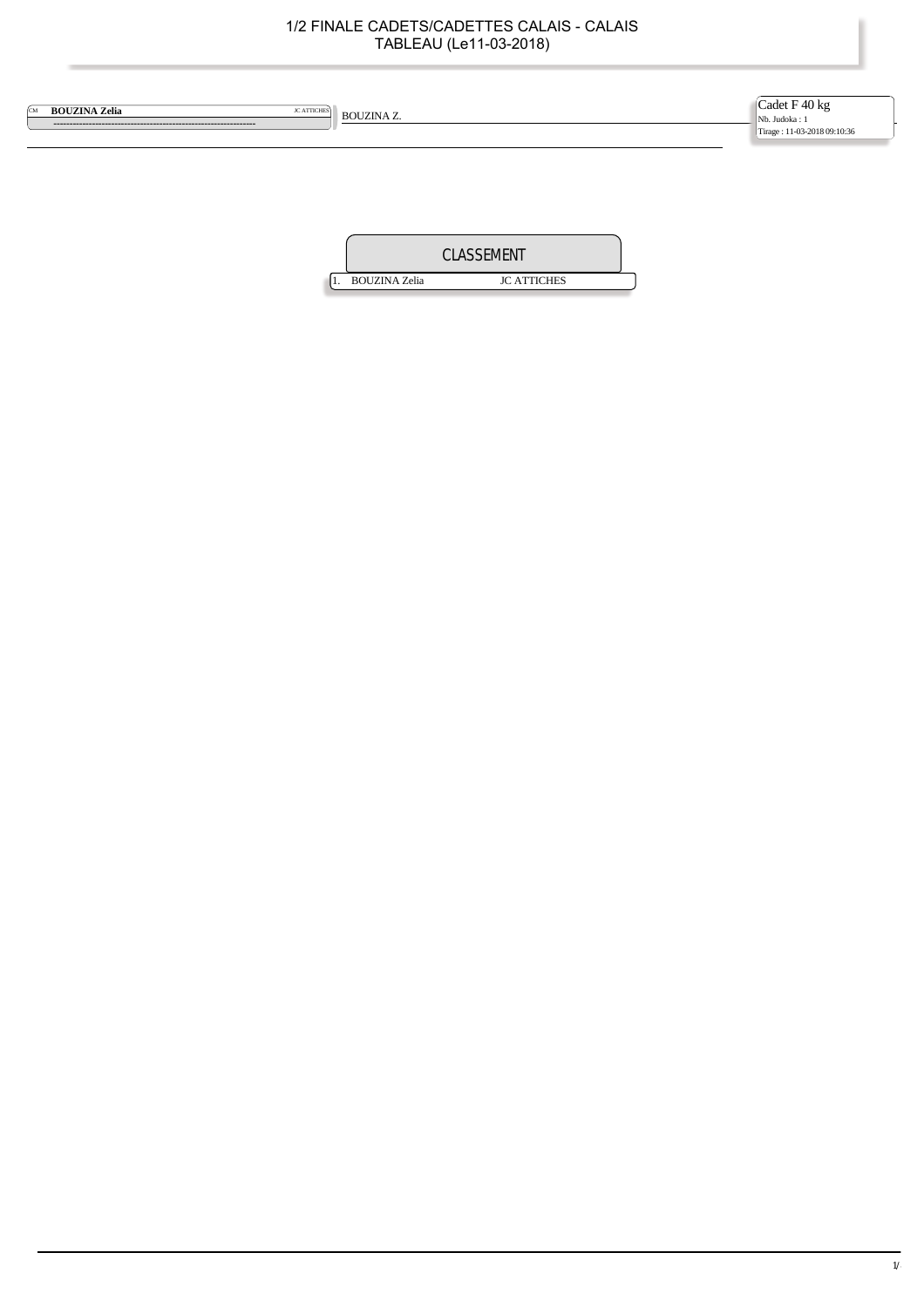# 1/2 FINALE CADETS/CADETTES CALAIS - CALAIS
## TABLEAU (Le11-03-2018)

CM **BOUZINA Zelia** JC ATTICHES

BOUZINA Z.

Cadet F 40 kg
Nb. Judoka : 1
Tirage : 11-03-2018 09:10:36

## CLASSEMENT

| | | |
|---|---|---|
| 1. | BOUZINA Zelia | JC ATTICHES |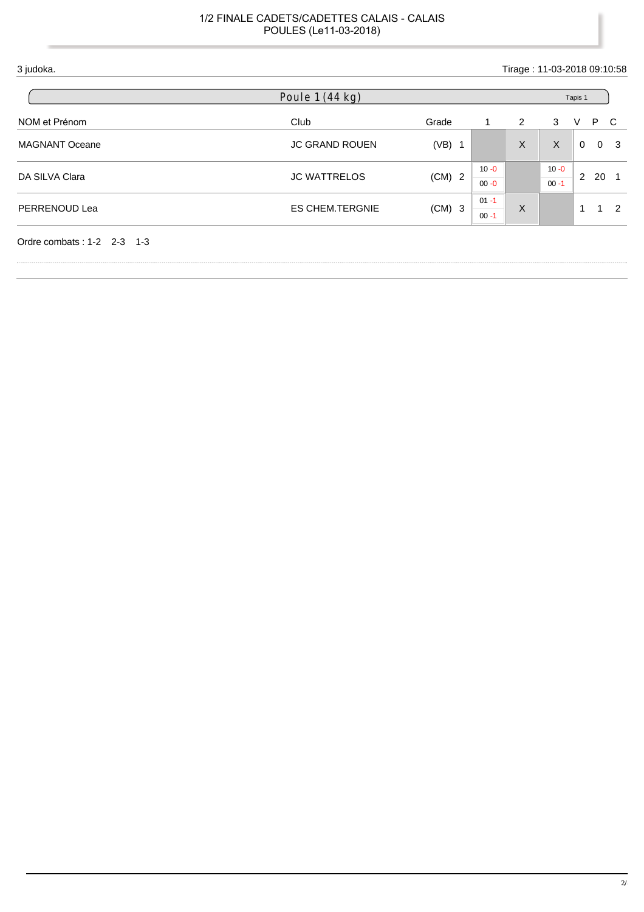# 1/2 FINALE CADETS/CADETTES CALAIS - CALAIS
## POULES (Le11-03-2018)

3 judoka.

Tirage : 11-03-2018 09:10:58

## Poule 1 (44 kg)

Tapis 1

| NOM et Prénom | Club | Grade | | 1 | 2 | 3 | V | P | C |
|---|---|---|---|---|---|---|---|---|---|
| MAGNANT Oceane | JC GRAND ROUEN | (VB) | 1 | | X | X | 0 | 0 | 3 |
| DA SILVA Clara | JC WATTRELOS | (CM) | 2 | 10 -0 / 00 -0 | | 10 -0 / 00 -1 | 2 | 20 | 1 |
| PERRENOUD Lea | ES CHEM.TERGNIE | (CM) | 3 | 01 -1 / 00 -1 | X | | 1 | 1 | 2 |

Ordre combats : 1-2 2-3 1-3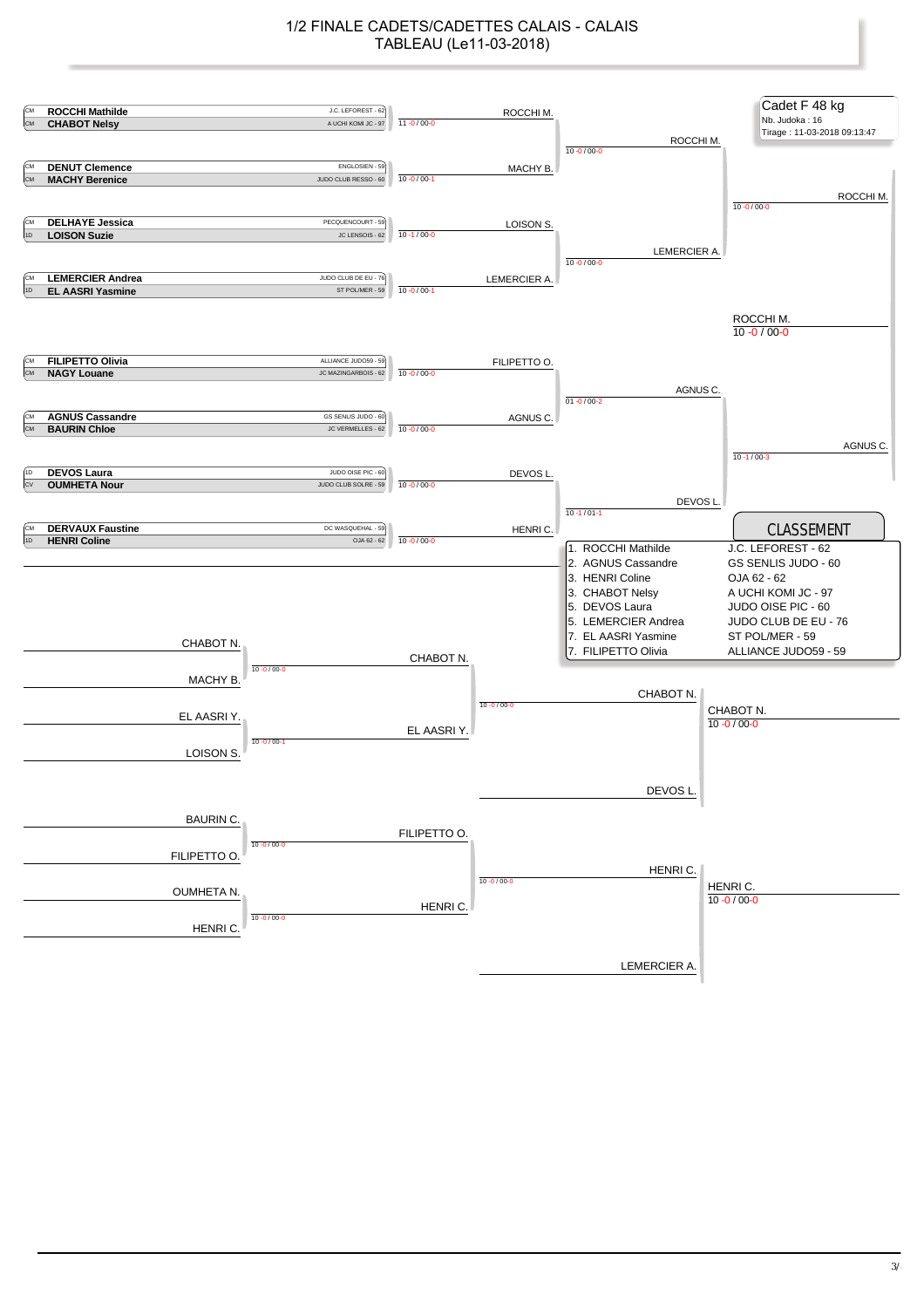# 1/2 FINALE CADETS/CADETTES CALAIS - CALAIS
## TABLEAU (Le11-03-2018)

**Cadet F 48 kg**
Nb. Judoka : 16
Tirage : 11-03-2018 09:13:47

### Tableau principal

| Cat. | Judoka | Club | Score | 1er tour | Score | Quart | Score | Demi | Score | Finale |
|---|---|---|---|---|---|---|---|---|---|---|
| CM | **ROCCHI Mathilde** | J.C. LEFOREST - 62 | 11 -0 / 00-0 | ROCCHI M. | 10 -0 / 00-0 | ROCCHI M. | 10 -0 / 00-0 | ROCCHI M. | 10 -0 / 00-0 | ROCCHI M. |
| CM | **CHABOT Nelsy** | A UCHI KOMI JC - 97 | | | | | | | | |
| CM | **DENUT Clemence** | ENGLOSIEN - 59 | 10 -0 / 00-1 | MACHY B. | | | | | | |
| CM | **MACHY Berenice** | JUDO CLUB RESSO - 60 | | | | | | | | |
| CM | **DELHAYE Jessica** | PECQUENCOURT - 59 | 10 -1 / 00-0 | LOISON S. | 10 -0 / 00-0 | LEMERCIER A. | | | | |
| 1D | **LOISON Suzie** | JC LENSOIS - 62 | | | | | | | | |
| CM | **LEMERCIER Andrea** | JUDO CLUB DE EU - 76 | 10 -0 / 00-1 | LEMERCIER A. | | | | | | |
| 1D | **EL AASRI Yasmine** | ST POL/MER - 59 | | | | | | | | |
| CM | **FILIPETTO Olivia** | ALLIANCE JUDO59 - 59 | 10 -0 / 00-0 | FILIPETTO O. | 01 -0 / 00-2 | AGNUS C. | 10 -1 / 00-3 | AGNUS C. | | |
| CM | **NAGY Louane** | JC MAZINGARBOIS - 62 | | | | | | | | |
| CM | **AGNUS Cassandre** | GS SENLIS JUDO - 60 | 10 -0 / 00-0 | AGNUS C. | | | | | | |
| CM | **BAURIN Chloe** | JC VERMELLES - 62 | | | | | | | | |
| 1D | **DEVOS Laura** | JUDO OISE PIC - 60 | 10 -0 / 00-0 | DEVOS L. | 10 -1 / 01-1 | DEVOS L. | | | | |
| CV | **OUMHETA Nour** | JUDO CLUB SOLRE - 59 | | | | | | | | |
| CM | **DERVAUX Faustine** | DC WASQUEHAL - 59 | 10 -0 / 00-0 | HENRI C. | | | | | | |
| 1D | **HENRI Coline** | OJA 62 - 62 | | | | | | | | |

### Repêchages

| Judokas | Score | Vainqueur | Score | Vainqueur | Score | Vainqueur |
|---|---|---|---|---|---|---|
| CHABOT N. / MACHY B. | 10 -0 / 00-0 | CHABOT N. | 10 -0 / 00-0 | CHABOT N. | 10 -0 / 00-0 | CHABOT N. |
| EL AASRI Y. / LOISON S. | 10 -0 / 00-1 | EL AASRI Y. | | | | |
| DEVOS L. | | | | | | |
| BAURIN C. / FILIPETTO O. | 10 -0 / 00-0 | FILIPETTO O. | 10 -0 / 00-0 | HENRI C. | 10 -0 / 00-0 | HENRI C. |
| OUMHETA N. / HENRI C. | 10 -0 / 00-0 | HENRI C. | | | | |
| LEMERCIER A. | | | | | | |

### CLASSEMENT

| Rang | Judoka | Club |
|---|---|---|
| 1. | ROCCHI Mathilde | J.C. LEFOREST - 62 |
| 2. | AGNUS Cassandre | GS SENLIS JUDO - 60 |
| 3. | HENRI Coline | OJA 62 - 62 |
| 3. | CHABOT Nelsy | A UCHI KOMI JC - 97 |
| 5. | DEVOS Laura | JUDO OISE PIC - 60 |
| 5. | LEMERCIER Andrea | JUDO CLUB DE EU - 76 |
| 7. | EL AASRI Yasmine | ST POL/MER - 59 |
| 7. | FILIPETTO Olivia | ALLIANCE JUDO59 - 59 |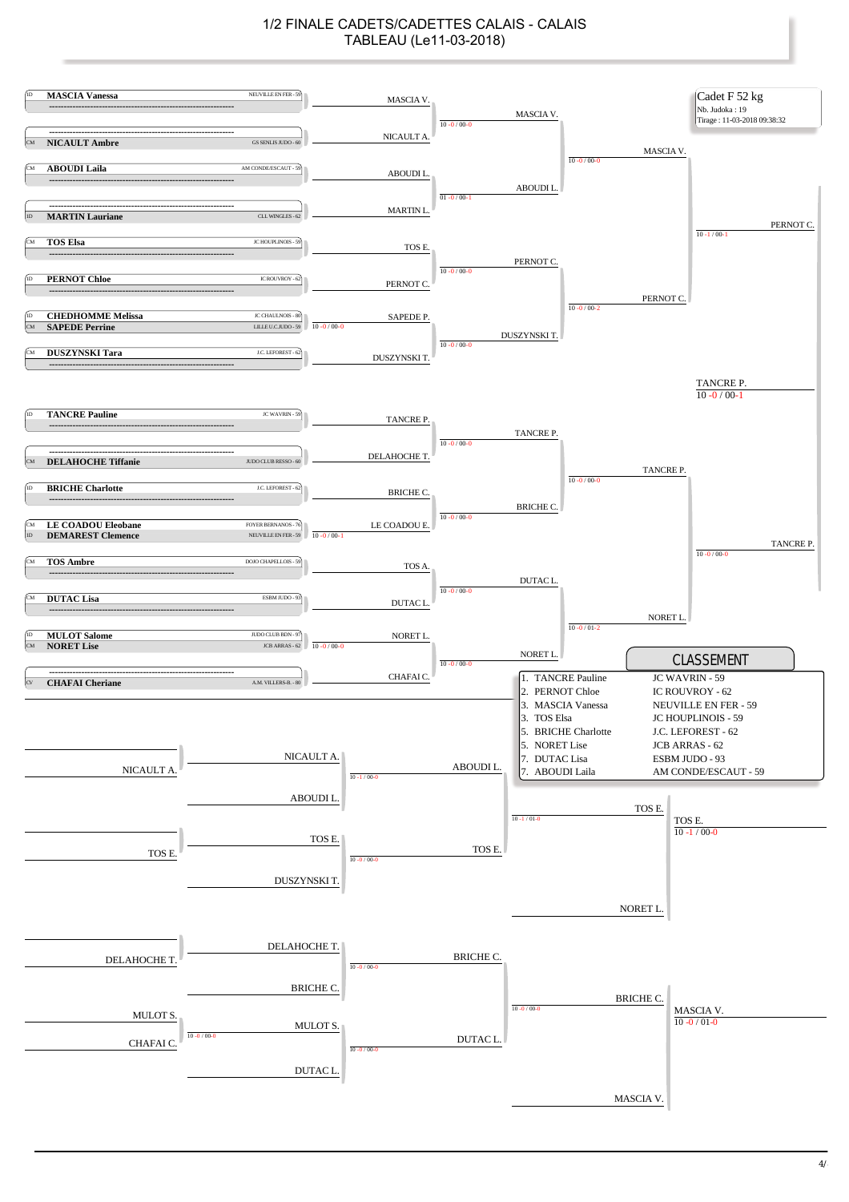# 1/2 FINALE CADETS/CADETTES CALAIS - CALAIS
## TABLEAU (Le11-03-2018)

**Cadet F 52 kg**
Nb. Judoka : 19
Tirage : 11-03-2018 09:38:32

## Tableau principal

### Premier tour

| Grade | Judoka | Club | Score |
|---|---|---|---|
| JD | **MASCIA Vanessa** | NEUVILLE EN FER - 59 | |
| CM | **NICAULT Ambre** | GS SENLIS JUDO - 60 | |
| CM | **ABOUDI Laila** | AM CONDE/ESCAUT - 59 | |
| JD | **MARTIN Lauriane** | CLL WINGLES - 62 | |
| CM | **TOS Elsa** | JC HOUPLINOIS - 59 | |
| JD | **PERNOT Chloe** | JC ROUVROY - 62 | |
| JD | **CHEDHOMME Melissa** | JC CHAULNOIS - 80 | |
| CM | **SAPEDE Perrine** | LILLE U.C.JUDO - 59 | 10 -0 / 00-0 |
| CM | **DUSZYNSKI Tara** | J.C. LEFOREST - 62 | |
| JD | **TANCRE Pauline** | JC WAVRIN - 59 | |
| CM | **DELAHOCHE Tiffanie** | JUDO CLUB RESSO - 60 | |
| JD | **BRICHE Charlotte** | J.C. LEFOREST - 62 | |
| CM | **LE COADOU Eleobane** | FOYER BERNANOS - 76 | |
| JD | **DEMAREST Clemence** | NEUVILLE EN FER - 59 | 10 -0 / 00-1 |
| CM | **TOS Ambre** | DOJO CHAPELLOIS - 59 | |
| CM | **DUTAC Lisa** | ESBM JUDO - 93 | |
| JD | **MULOT Salome** | JUDO CLUB BDN - 97 | |
| CM | **NORET Lise** | JCB ARRAS - 62 | 10 -0 / 00-0 |
| CV | **CHAFAI Cheriane** | A.M. VILLERS-B. - 80 | |

### Deuxième tour

| Combat | Vainqueur | Score |
|---|---|---|
| MASCIA V. / NICAULT A. | MASCIA V. | 10 -0 / 00-0 |
| ABOUDI L. / MARTIN L. | ABOUDI L. | 01 -0 / 00-1 |
| TOS E. / PERNOT C. | PERNOT C. | 10 -0 / 00-0 |
| SAPEDE P. / DUSZYNSKI T. | DUSZYNSKI T. | 10 -0 / 00-0 |
| TANCRE P. / DELAHOCHE T. | TANCRE P. | 10 -0 / 00-0 |
| BRICHE C. / LE COADOU E. | BRICHE C. | 10 -0 / 00-0 |
| TOS A. / DUTAC L. | DUTAC L. | 10 -0 / 00-0 |
| NORET L. / CHAFAI C. | NORET L. | 10 -0 / 00-0 |

### Quarts de finale

| Combat | Vainqueur | Score |
|---|---|---|
| MASCIA V. / ABOUDI L. | MASCIA V. | 10 -0 / 00-0 |
| PERNOT C. / DUSZYNSKI T. | PERNOT C. | 10 -0 / 00-2 |
| TANCRE P. / BRICHE C. | TANCRE P. | 10 -0 / 00-0 |
| DUTAC L. / NORET L. | NORET L. | 10 -0 / 01-2 |

### Demi-finales

| Combat | Vainqueur | Score |
|---|---|---|
| MASCIA V. / PERNOT C. | PERNOT C. | 10 -1 / 00-1 |
| TANCRE P. / NORET L. | TANCRE P. | 10 -0 / 00-0 |

### Finale

| Combat | Vainqueur | Score |
|---|---|---|
| PERNOT C. / TANCRE P. | TANCRE P. | 10 -0 / 00-1 |

## Repêchages

| Combat | Vainqueur | Score |
|---|---|---|
| NICAULT A. / ABOUDI L. | ABOUDI L. | 10 -1 / 00-0 |
| TOS E. / DUSZYNSKI T. | TOS E. | 10 -0 / 00-0 |
| ABOUDI L. / TOS E. | TOS E. | 10 -1 / 01-0 |
| TOS E. / NORET L. | TOS E. | 10 -1 / 00-0 |
| MULOT S. / CHAFAI C. | MULOT S. | 10 -0 / 00-0 |
| DELAHOCHE T. / BRICHE C. | BRICHE C. | 10 -0 / 00-0 |
| MULOT S. / DUTAC L. | DUTAC L. | 10 -0 / 00-0 |
| BRICHE C. / DUTAC L. | BRICHE C. | 10 -0 / 00-0 |
| BRICHE C. / MASCIA V. | MASCIA V. | 10 -0 / 01-0 |

## CLASSEMENT

| Place | Judoka | Club |
|---|---|---|
| 1. | TANCRE Pauline | JC WAVRIN - 59 |
| 2. | PERNOT Chloe | JC ROUVROY - 62 |
| 3. | MASCIA Vanessa | NEUVILLE EN FER - 59 |
| 3. | TOS Elsa | JC HOUPLINOIS - 59 |
| 5. | BRICHE Charlotte | J.C. LEFOREST - 62 |
| 5. | NORET Lise | JCB ARRAS - 62 |
| 7. | DUTAC Lisa | ESBM JUDO - 93 |
| 7. | ABOUDI Laila | AM CONDE/ESCAUT - 59 |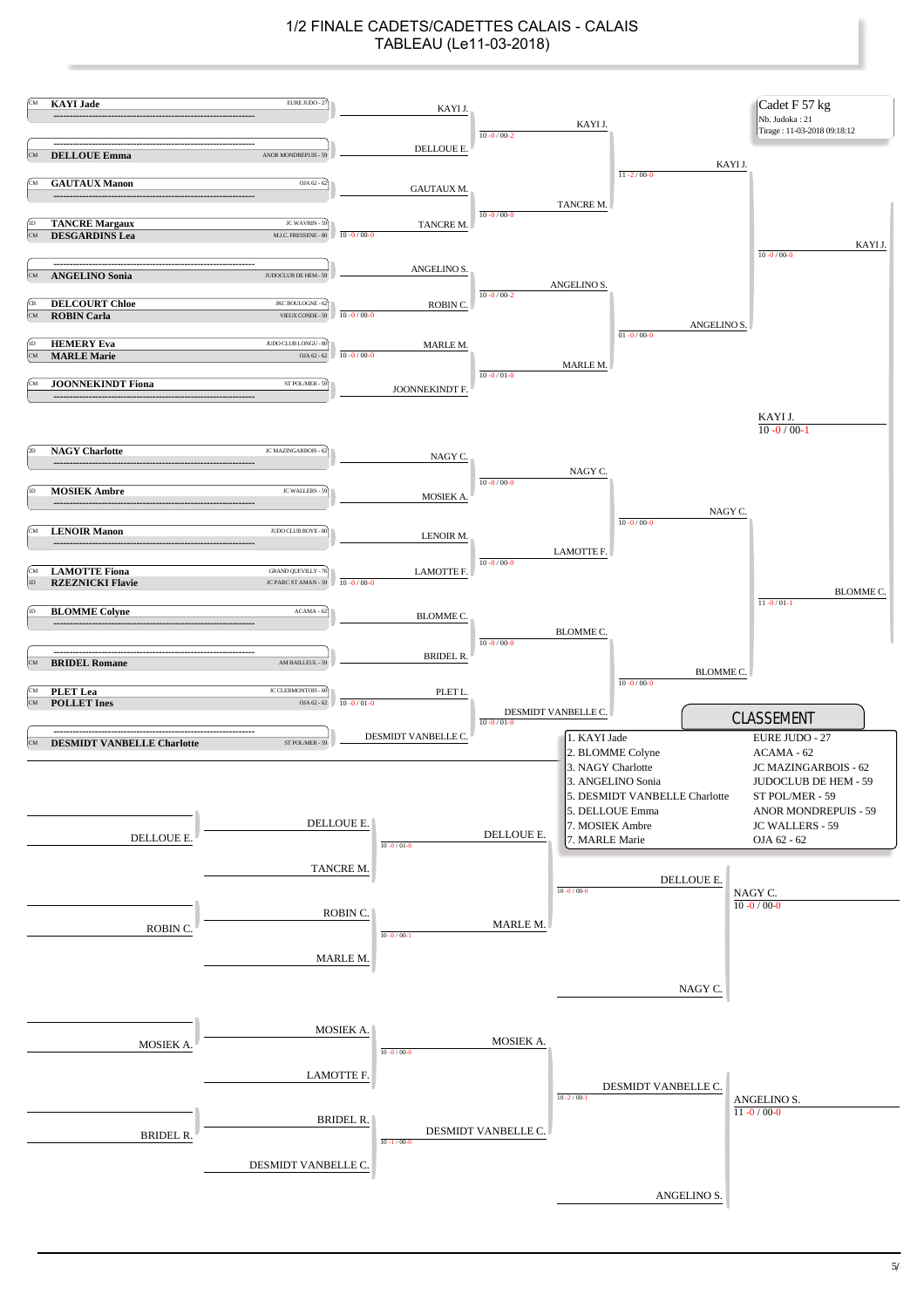# 1/2 FINALE CADETS/CADETTES CALAIS - CALAIS
## TABLEAU (Le11-03-2018)

**Cadet F 57 kg**
Nb. Judoka : 21
Tirage : 11-03-2018 09:18:12

### Tableau principal

| Grade | Judoka | Club |
|---|---|---|
| CM | **KAYI Jade** | EURE JUDO - 27 |
| CM | **DELLOUE Emma** | ANOR MONDREPUIS - 59 |
| CM | **GAUTAUX Manon** | OJA 62 - 62 |
| 1D | **TANCRE Margaux** | JC WAVRIN - 59 |
| CM | **DESGARDINS Lea** | M.J.C. FRESSENE - 80 |
| CM | **ANGELINO Sonia** | JUDOCLUB DE HEM - 59 |
| CB | **DELCOURT Chloe** | JKC BOULOGNE - 62 |
| CM | **ROBIN Carla** | VIEUX CONDE - 59 |
| 1D | **HEMERY Eva** | JUDO CLUB LONGU - 80 |
| CM | **MARLE Marie** | OJA 62 - 62 |
| CM | **JOONNEKINDT Fiona** | ST POL/MER - 59 |
| 2D | **NAGY Charlotte** | JC MAZINGARBOIS - 62 |
| 1D | **MOSIEK Ambre** | JC WALLERS - 59 |
| CM | **LENOIR Manon** | JUDO CLUB ROYE - 80 |
| CM | **LAMOTTE Fiona** | GRAND QUEVILLY - 76 |
| 1D | **RZEZNICKI Flavie** | JC PARC ST AMAN - 59 |
| 1D | **BLOMME Colyne** | ACAMA - 62 |
| CM | **BRIDEL Romane** | AM BAILLEUL - 59 |
| CM | **PLET Lea** | JC CLERMONTOIS - 60 |
| CM | **POLLET Ines** | OJA 62 - 62 |
| CM | **DESMIDT VANBELLE Charlotte** | ST POL/MER - 59 |

**Tour préliminaire :**
- TANCRE M. (10 -0 / 00-0) contre DESGARDINS L.
- ROBIN C. (10 -0 / 00-0) contre DELCOURT C.
- MARLE M. (10 -0 / 00-0) contre HEMERY E.
- LAMOTTE F. (10 -0 / 00-0) contre RZEZNICKI F.
- PLET L. (10 -0 / 01-0) contre POLLET I.

**1er tour :**
- KAYI J. bat DELLOUE E. — 10 -0 / 00-2
- TANCRE M. bat GAUTAUX M. — 10 -0 / 00-0
- ANGELINO S. bat ROBIN C. — 10 -0 / 00-2
- MARLE M. bat JOONNEKINDT F. — 10 -0 / 01-0
- NAGY C. bat MOSIEK A. — 10 -0 / 00-0
- LAMOTTE F. bat LENOIR M. — 10 -0 / 00-0
- BLOMME C. bat BRIDEL R. — 10 -0 / 00-0
- DESMIDT VANBELLE C. bat PLET L. — 10 -0 / 01-0

**Quarts de finale :**
- KAYI J. bat TANCRE M. — 11 -2 / 00-0
- ANGELINO S. bat MARLE M. — 01 -0 / 00-0
- NAGY C. bat LAMOTTE F. — 10 -0 / 00-0
- BLOMME C. bat DESMIDT VANBELLE C. — 10 -0 / 00-0

**Demi-finales :**
- KAYI J. bat ANGELINO S. — 10 -0 / 00-0
- BLOMME C. bat NAGY C. — 11 -0 / 01-1

**Finale :**
- KAYI J. bat BLOMME C. — 10 -0 / 00-1

### Repêchages

- DELLOUE E. bat TANCRE M. — 10 -0 / 01-0
- MARLE M. bat ROBIN C. — 10 -0 / 00-1
- DELLOUE E. bat MARLE M. — 10 -0 / 00-0
- NAGY C. bat DELLOUE E. — 10 -0 / 00-0

- MOSIEK A. bat LAMOTTE F. — 10 -0 / 00-0
- DESMIDT VANBELLE C. bat BRIDEL R. — 10 -1 / 00-0
- DESMIDT VANBELLE C. bat MOSIEK A. — 10 -2 / 00-1
- ANGELINO S. bat DESMIDT VANBELLE C. — 11 -0 / 00-0

### CLASSEMENT

| Rang | Judoka | Club |
|---|---|---|
| 1. | KAYI Jade | EURE JUDO - 27 |
| 2. | BLOMME Colyne | ACAMA - 62 |
| 3. | NAGY Charlotte | JC MAZINGARBOIS - 62 |
| 3. | ANGELINO Sonia | JUDOCLUB DE HEM - 59 |
| 5. | DESMIDT VANBELLE Charlotte | ST POL/MER - 59 |
| 5. | DELLOUE Emma | ANOR MONDREPUIS - 59 |
| 7. | MOSIEK Ambre | JC WALLERS - 59 |
| 7. | MARLE Marie | OJA 62 - 62 |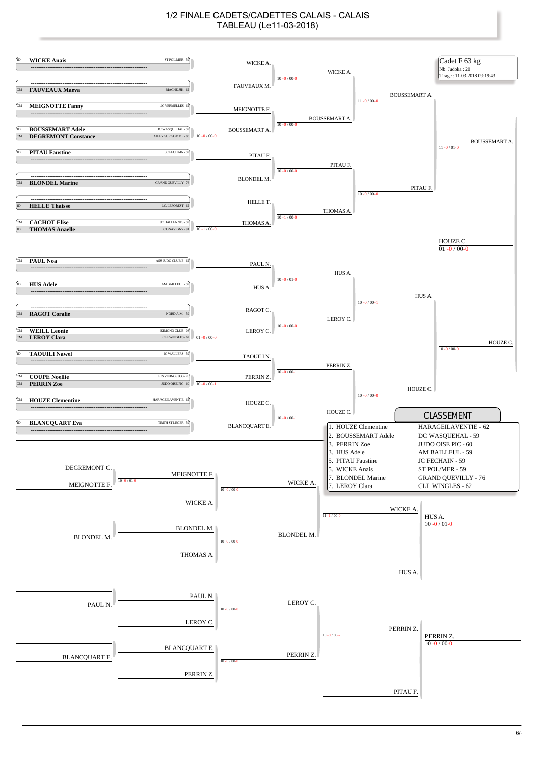# 1/2 FINALE CADETS/CADETTES CALAIS - CALAIS

## TABLEAU (Le11-03-2018)

**Cadet F 63 kg**
Nb. Judoka : 20
Tirage : 11-03-2018 09:19:43

### Tableau principal

| Combattant | Club |
|---|---|
| ID WICKE Anais | ST POL/MER - 59 |
| CM FAUVEAUX Maeva | BIACHE JJK - 62 |
| CM MEIGNOTTE Fanny | JC VERMELLES - 62 |
| ID BOUSSEMART Adele | DC WASQUEHAL - 59 |
| CM DEGREMONT Constance | AILLY SUR SOMME - 80 |
| ID PITAU Faustine | JC FECHAIN - 59 |
| CM BLONDEL Marine | GRAND QUEVILLY - 76 |
| ID HELLE Thaisse | J.C. LEFOREST - 62 |
| CM CACHOT Elise | JC HALLENNES - 59 |
| ID THOMAS Anaelle | C.O.SAVIGNY - 91 |
| CM PAUL Noa | ASS JUDO CLUB E - 62 |
| ID HUS Adele | AM BAILLEUL - 59 |
| CM RAGOT Coralie | NORD A.M. - 59 |
| CM WEILL Leonie | KIMONO CLUB - 08 |
| CM LEROY Clara | CLL WINGLES - 62 |
| ID TAOUILI Nawel | JC WALLERS - 59 |
| CM COUPE Noellie | LES VIKINGS JCG - 76 |
| CM PERRIN Zoe | JUDO OISE PIC - 60 |
| CM HOUZE Clementine | HARAGEILAVENTIE - 62 |
| ID BLANCQUART Eva | TRITH ST LEGER - 59 |

**Premier tour :**
- BOUSSEMART A. bat DEGREMONT C. (10 -0 / 00-0)
- THOMAS A. bat CACHOT E. (10 -1 / 00-0)
- LEROY C. bat WEILL L. (01 -0 / 00-0)
- PERRIN Z. bat COUPE N. (10 -0 / 00-1)

**Deuxième tour :**
- WICKE A. bat FAUVEAUX M. (10 -0 / 00-0)
- BOUSSEMART A. bat MEIGNOTTE F. (10 -0 / 00-0)
- PITAU F. bat BLONDEL M. (10 -0 / 00-0)
- THOMAS A. bat HELLE T. (10 -1 / 00-0)
- HUS A. bat PAUL N. (10 -0 / 01-0)
- LEROY C. bat RAGOT C. (10 -0 / 00-0)
- PERRIN Z. bat TAOUILI N. (10 -0 / 00-1)
- HOUZE C. bat BLANCQUART E. (10 -0 / 00-1)

**Quarts de finale :**
- BOUSSEMART A. bat WICKE A. (11 -0 / 00-0)
- PITAU F. bat THOMAS A. (10 -0 / 00-0)
- HUS A. bat LEROY C. (10 -0 / 00-1)
- HOUZE C. bat PERRIN Z. (10 -0 / 00-0)

**Demi-finales :**
- BOUSSEMART A. bat PITAU F. (11 -0 / 01-0)
- HOUZE C. bat HUS A. (10 -0 / 00-0)

**Finale :**
- HOUZE C. bat BOUSSEMART A. (01 -0 / 00-0)

### Repêchages

- MEIGNOTTE F. bat DEGREMONT C. (10 -0 / 01-0)
- WICKE A. bat MEIGNOTTE F. (10 -0 / 00-0)
- BLONDEL M. bat THOMAS A. (10 -0 / 00-0)
- WICKE A. bat BLONDEL M. (11 -1 / 00-0)
- HUS A. bat WICKE A. (10 -0 / 01-0)
- LEROY C. bat PAUL N. (10 -0 / 00-0)
- PERRIN Z. bat BLANCQUART E. (10 -0 / 00-0)
- PERRIN Z. bat LEROY C. (10 -0 / 00-2)
- PERRIN Z. bat PITAU F. (10 -0 / 00-0)

### CLASSEMENT

| Place | Nom | Club |
|---|---|---|
| 1. | HOUZE Clementine | HARAGEILAVENTIE - 62 |
| 2. | BOUSSEMART Adele | DC WASQUEHAL - 59 |
| 3. | PERRIN Zoe | JUDO OISE PIC - 60 |
| 3. | HUS Adele | AM BAILLEUL - 59 |
| 5. | PITAU Faustine | JC FECHAIN - 59 |
| 5. | WICKE Anais | ST POL/MER - 59 |
| 7. | BLONDEL Marine | GRAND QUEVILLY - 76 |
| 7. | LEROY Clara | CLL WINGLES - 62 |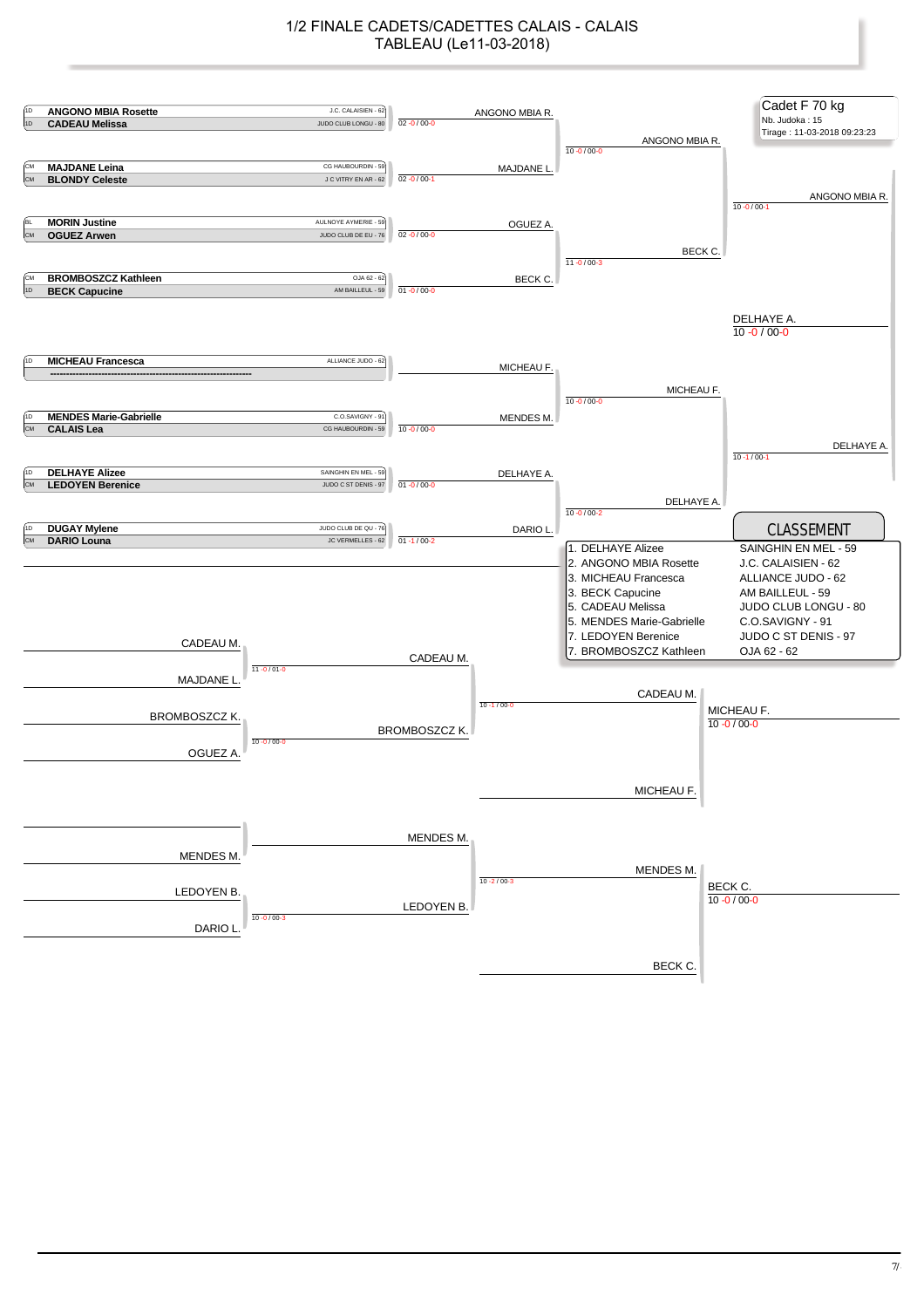# 1/2 FINALE CADETS/CADETTES CALAIS - CALAIS
## TABLEAU (Le11-03-2018)

**Cadet F 70 kg**
Nb. Judoka : 15
Tirage : 11-03-2018 09:23:23

### Tableau principal

| Grade | Judoka | Club | Score | Vainqueur |
|---|---|---|---|---|
| 1D | **ANGONO MBIA Rosette** | J.C. CALAISIEN - 62 | 02 -0 / 00-0 | ANGONO MBIA R. |
| 1D | **CADEAU Melissa** | JUDO CLUB LONGU - 80 | | |
| CM | **MAJDANE Leina** | CG HAUBOURDIN - 59 | 02 -0 / 00-1 | MAJDANE L. |
| CM | **BLONDY Celeste** | J C VITRY EN AR - 62 | | |
| BL | **MORIN Justine** | AULNOYE AYMERIE - 59 | 02 -0 / 00-0 | OGUEZ A. |
| CM | **OGUEZ Arwen** | JUDO CLUB DE EU - 76 | | |
| CM | **BROMBOSZCZ Kathleen** | OJA 62 - 62 | 01 -0 / 00-0 | BECK C. |
| 1D | **BECK Capucine** | AM BAILLEUL - 59 | | |
| 1D | **MICHEAU Francesca** | ALLIANCE JUDO - 62 | | MICHEAU F. |
| | ---------------------------------------- | | | |
| 1D | **MENDES Marie-Gabrielle** | C.O.SAVIGNY - 91 | 10 -0 / 00-0 | MENDES M. |
| CM | **CALAIS Lea** | CG HAUBOURDIN - 59 | | |
| 1D | **DELHAYE Alizee** | SAINGHIN EN MEL - 59 | 01 -0 / 00-0 | DELHAYE A. |
| CM | **LEDOYEN Berenice** | JUDO C ST DENIS - 97 | | |
| 1D | **DUGAY Mylene** | JUDO CLUB DE QU - 76 | 01 -1 / 00-2 | DARIO L. |
| CM | **DARIO Louna** | JC VERMELLES - 62 | | |

| Combat | Score | Vainqueur |
|---|---|---|
| ANGONO MBIA R. – MAJDANE L. | 10 -0 / 00-0 | ANGONO MBIA R. |
| OGUEZ A. – BECK C. | 11 -0 / 00-3 | BECK C. |
| MICHEAU F. – MENDES M. | 10 -0 / 00-0 | MICHEAU F. |
| DELHAYE A. – DARIO L. | 10 -0 / 00-2 | DELHAYE A. |
| ANGONO MBIA R. – BECK C. | 10 -0 / 00-1 | ANGONO MBIA R. |
| MICHEAU F. – DELHAYE A. | 10 -1 / 00-1 | DELHAYE A. |
| Finale : ANGONO MBIA R. – DELHAYE A. | 10 -0 / 00-0 | DELHAYE A. |

### Repêchages

| Combat | Score | Vainqueur |
|---|---|---|
| CADEAU M. – MAJDANE L. | 11 -0 / 01-0 | CADEAU M. |
| BROMBOSZCZ K. – OGUEZ A. | 10 -0 / 00-0 | BROMBOSZCZ K. |
| CADEAU M. – BROMBOSZCZ K. | 10 -1 / 00-0 | CADEAU M. |
| CADEAU M. – MICHEAU F. | 10 -0 / 00-0 | MICHEAU F. |
| — – MENDES M. | | MENDES M. |
| LEDOYEN B. – DARIO L. | 10 -0 / 00-3 | LEDOYEN B. |
| MENDES M. – LEDOYEN B. | 10 -2 / 00-3 | MENDES M. |
| MENDES M. – BECK C. | 10 -0 / 00-0 | BECK C. |

### CLASSEMENT

| Place | Judoka | Club |
|---|---|---|
| 1. | DELHAYE Alizee | SAINGHIN EN MEL - 59 |
| 2. | ANGONO MBIA Rosette | J.C. CALAISIEN - 62 |
| 3. | MICHEAU Francesca | ALLIANCE JUDO - 62 |
| 3. | BECK Capucine | AM BAILLEUL - 59 |
| 5. | CADEAU Melissa | JUDO CLUB LONGU - 80 |
| 5. | MENDES Marie-Gabrielle | C.O.SAVIGNY - 91 |
| 7. | LEDOYEN Berenice | JUDO C ST DENIS - 97 |
| 7. | BROMBOSZCZ Kathleen | OJA 62 - 62 |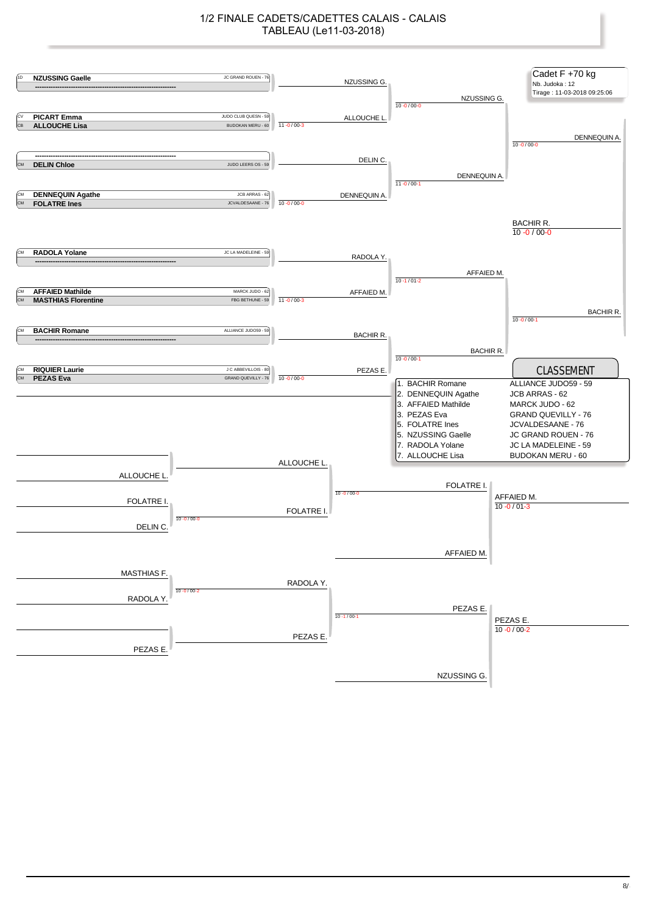# 1/2 FINALE CADETS/CADETTES CALAIS - CALAIS
## TABLEAU (Le11-03-2018)

Cadet F +70 kg
Nb. Judoka : 12
Tirage : 11-03-2018 09:25:06

| | Judoka | Club |
|---|---|---|
| 1D | NZUSSING Gaelle | JC GRAND ROUEN - 76 |
| | ---------------------------------------- | |
| CV | PICART Emma | JUDO CLUB QUESN - 59 |
| CB | ALLOUCHE Lisa | BUDOKAN MERU - 60 |
| | ---------------------------------------- | |
| CM | DELIN Chloe | JUDO LEERS OS - 59 |
| CM | DENNEQUIN Agathe | JCB ARRAS - 62 |
| CM | FOLATRE Ines | JCVALDESAANE - 76 |
| CM | RADOLA Yolane | JC LA MADELEINE - 59 |
| | ---------------------------------------- | |
| CM | AFFAIED Mathilde | MARCK JUDO - 62 |
| CM | MASTHIAS Florentine | FBG BETHUNE - 59 |
| CM | BACHIR Romane | ALLIANCE JUDO59 - 59 |
| | ---------------------------------------- | |
| CM | RIQUIER Laurie | J C ABBEVILLOIS - 80 |
| CM | PEZAS Eva | GRAND QUEVILLY - 76 |

### Tableau principal

NZUSSING G.
ALLOUCHE L. — 11 -0 / 00-3
NZUSSING G. — 10 -0 / 00-0

DELIN C.
DENNEQUIN A. — 10 -0 / 00-0
DENNEQUIN A. — 11 -0 / 00-1

DENNEQUIN A. — 10 -0 / 00-0

RADOLA Y.
AFFAIED M. — 11 -0 / 00-3
AFFAIED M. — 10 -1 / 01-2

BACHIR R.
PEZAS E. — 10 -0 / 00-0
BACHIR R. — 10 -0 / 00-1

BACHIR R. — 10 -0 / 00-1

BACHIR R.
10 -0 / 00-0

### Repêchages

ALLOUCHE L.
FOLATRE I. / DELIN C. — 10 -0 / 00-0
FOLATRE I. — 10 -0 / 00-0
AFFAIED M.
AFFAIED M. — 10 -0 / 01-3

MASTHIAS F. / RADOLA Y. — 10 -0 / 00-2
PEZAS E.
PEZAS E. — 10 -1 / 00-1
NZUSSING G.
PEZAS E. — 10 -0 / 00-2

### CLASSEMENT

| Place | Judoka | Club |
|---|---|---|
| 1. | BACHIR Romane | ALLIANCE JUDO59 - 59 |
| 2. | DENNEQUIN Agathe | JCB ARRAS - 62 |
| 3. | AFFAIED Mathilde | MARCK JUDO - 62 |
| 3. | PEZAS Eva | GRAND QUEVILLY - 76 |
| 5. | FOLATRE Ines | JCVALDESAANE - 76 |
| 5. | NZUSSING Gaelle | JC GRAND ROUEN - 76 |
| 7. | RADOLA Yolane | JC LA MADELEINE - 59 |
| 7. | ALLOUCHE Lisa | BUDOKAN MERU - 60 |